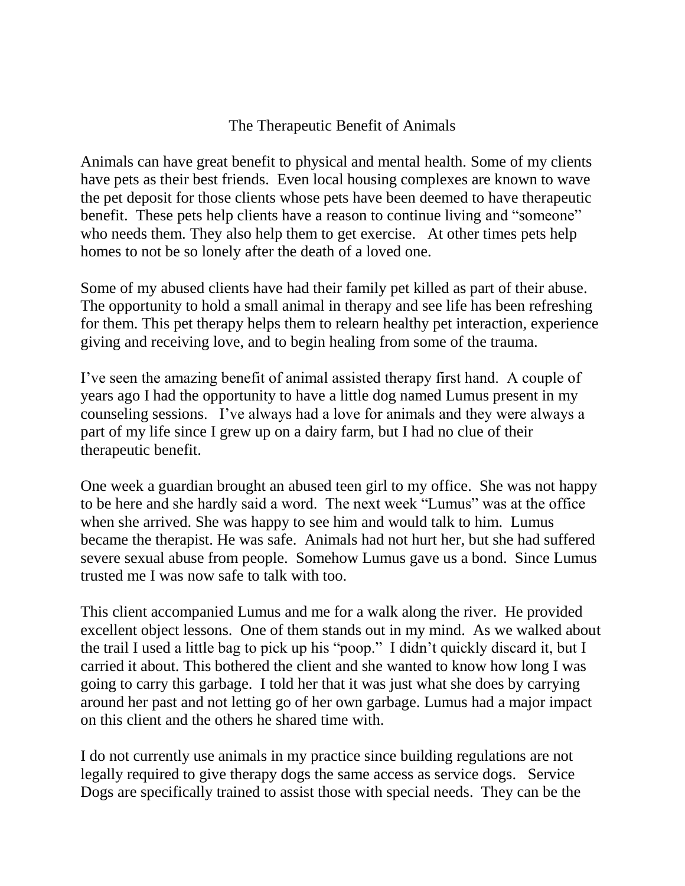# The Therapeutic Benefit of Animals

Animals can have great benefit to physical and mental health. Some of my clients have pets as their best friends. Even local housing complexes are known to wave the pet deposit for those clients whose pets have been deemed to have therapeutic benefit. These pets help clients have a reason to continue living and "someone" who needs them. They also help them to get exercise. At other times pets help homes to not be so lonely after the death of a loved one.

Some of my abused clients have had their family pet killed as part of their abuse. The opportunity to hold a small animal in therapy and see life has been refreshing for them. This pet therapy helps them to relearn healthy pet interaction, experience giving and receiving love, and to begin healing from some of the trauma.

I've seen the amazing benefit of animal assisted therapy first hand. A couple of years ago I had the opportunity to have a little dog named Lumus present in my counseling sessions. I've always had a love for animals and they were always a part of my life since I grew up on a dairy farm, but I had no clue of their therapeutic benefit.

One week a guardian brought an abused teen girl to my office. She was not happy to be here and she hardly said a word. The next week "Lumus" was at the office when she arrived. She was happy to see him and would talk to him. Lumus became the therapist. He was safe. Animals had not hurt her, but she had suffered severe sexual abuse from people. Somehow Lumus gave us a bond. Since Lumus trusted me I was now safe to talk with too.

This client accompanied Lumus and me for a walk along the river. He provided excellent object lessons. One of them stands out in my mind. As we walked about the trail I used a little bag to pick up his "poop." I didn't quickly discard it, but I carried it about. This bothered the client and she wanted to know how long I was going to carry this garbage. I told her that it was just what she does by carrying around her past and not letting go of her own garbage. Lumus had a major impact on this client and the others he shared time with.

I do not currently use animals in my practice since building regulations are not legally required to give therapy dogs the same access as service dogs. Service Dogs are specifically trained to assist those with special needs. They can be the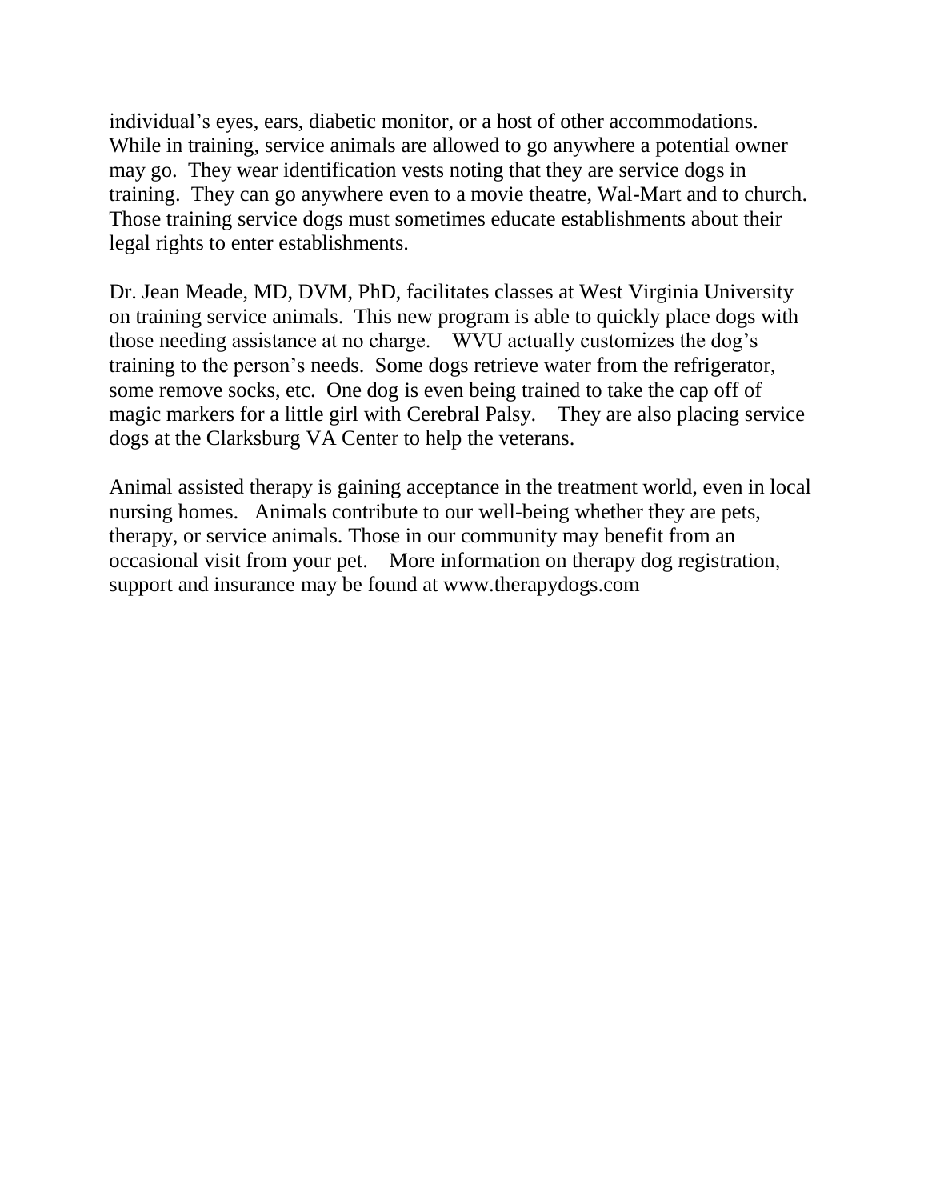individual's eyes, ears, diabetic monitor, or a host of other accommodations. While in training, service animals are allowed to go anywhere a potential owner may go. They wear identification vests noting that they are service dogs in training. They can go anywhere even to a movie theatre, Wal-Mart and to church. Those training service dogs must sometimes educate establishments about their legal rights to enter establishments.

Dr. Jean Meade, MD, DVM, PhD, facilitates classes at West Virginia University on training service animals. This new program is able to quickly place dogs with those needing assistance at no charge. WVU actually customizes the dog's training to the person's needs. Some dogs retrieve water from the refrigerator, some remove socks, etc. One dog is even being trained to take the cap off of magic markers for a little girl with Cerebral Palsy. They are also placing service dogs at the Clarksburg VA Center to help the veterans.

Animal assisted therapy is gaining acceptance in the treatment world, even in local nursing homes. Animals contribute to our well-being whether they are pets, therapy, or service animals. Those in our community may benefit from an occasional visit from your pet. More information on therapy dog registration, support and insurance may be found at www.therapydogs.com